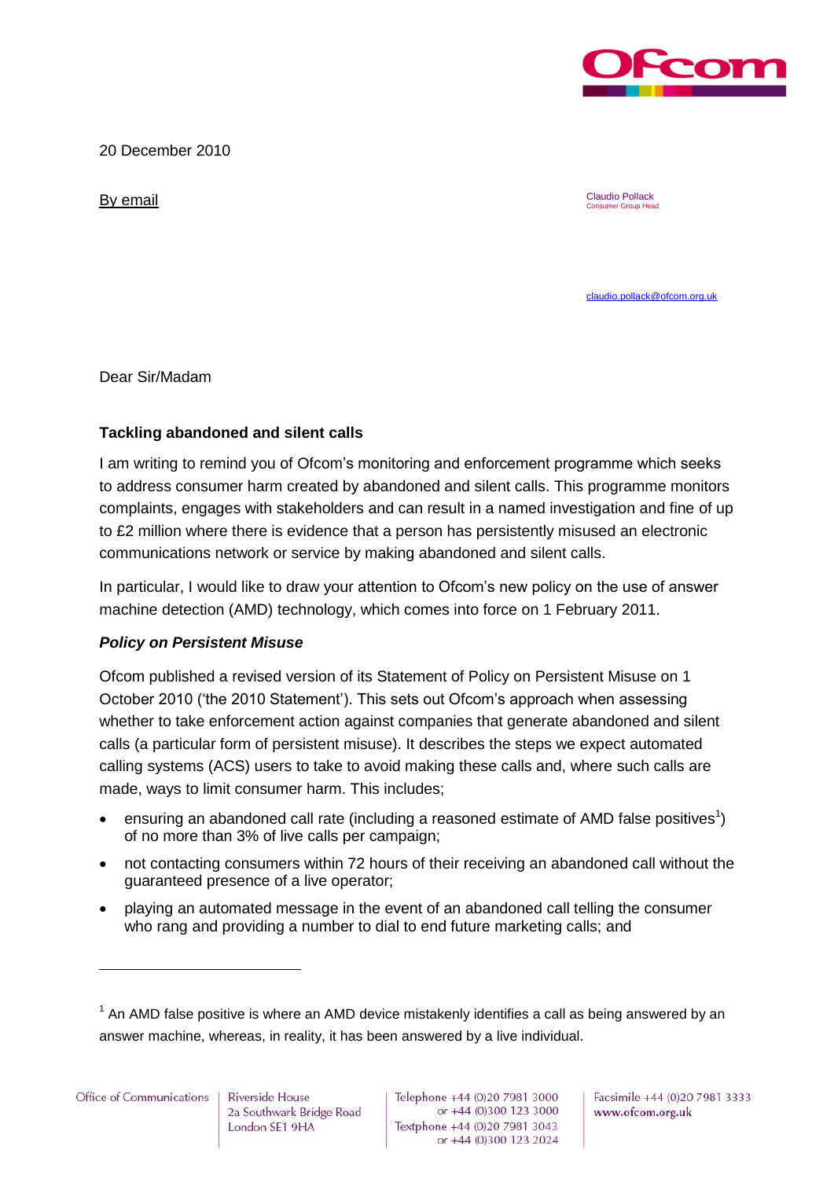20 December 2010

By email

Claudio Pollack
Consumer Group Head

claudio.pollack@ofcom.org.uk

Dear Sir/Madam

**Tackling abandoned and silent calls**

I am writing to remind you of Ofcom's monitoring and enforcement programme which seeks to address consumer harm created by abandoned and silent calls. This programme monitors complaints, engages with stakeholders and can result in a named investigation and fine of up to £2 million where there is evidence that a person has persistently misused an electronic communications network or service by making abandoned and silent calls.

In particular, I would like to draw your attention to Ofcom's new policy on the use of answer machine detection (AMD) technology, which comes into force on 1 February 2011.

***Policy on Persistent Misuse***

Ofcom published a revised version of its Statement of Policy on Persistent Misuse on 1 October 2010 ('the 2010 Statement'). This sets out Ofcom's approach when assessing whether to take enforcement action against companies that generate abandoned and silent calls (a particular form of persistent misuse). It describes the steps we expect automated calling systems (ACS) users to take to avoid making these calls and, where such calls are made, ways to limit consumer harm. This includes;

- ensuring an abandoned call rate (including a reasoned estimate of AMD false positives[1]) of no more than 3% of live calls per campaign;
- not contacting consumers within 72 hours of their receiving an abandoned call without the guaranteed presence of a live operator;
- playing an automated message in the event of an abandoned call telling the consumer who rang and providing a number to dial to end future marketing calls; and

[1] An AMD false positive is where an AMD device mistakenly identifies a call as being answered by an answer machine, whereas, in reality, it has been answered by a live individual.

Office of Communications | Riverside House 2a Southwark Bridge Road London SE1 9HA | Telephone +44 (0)20 7981 3000 or +44 (0)300 123 3000 Textphone +44 (0)20 7981 3043 or +44 (0)300 123 2024 | Facsimile +44 (0)20 7981 3333 www.ofcom.org.uk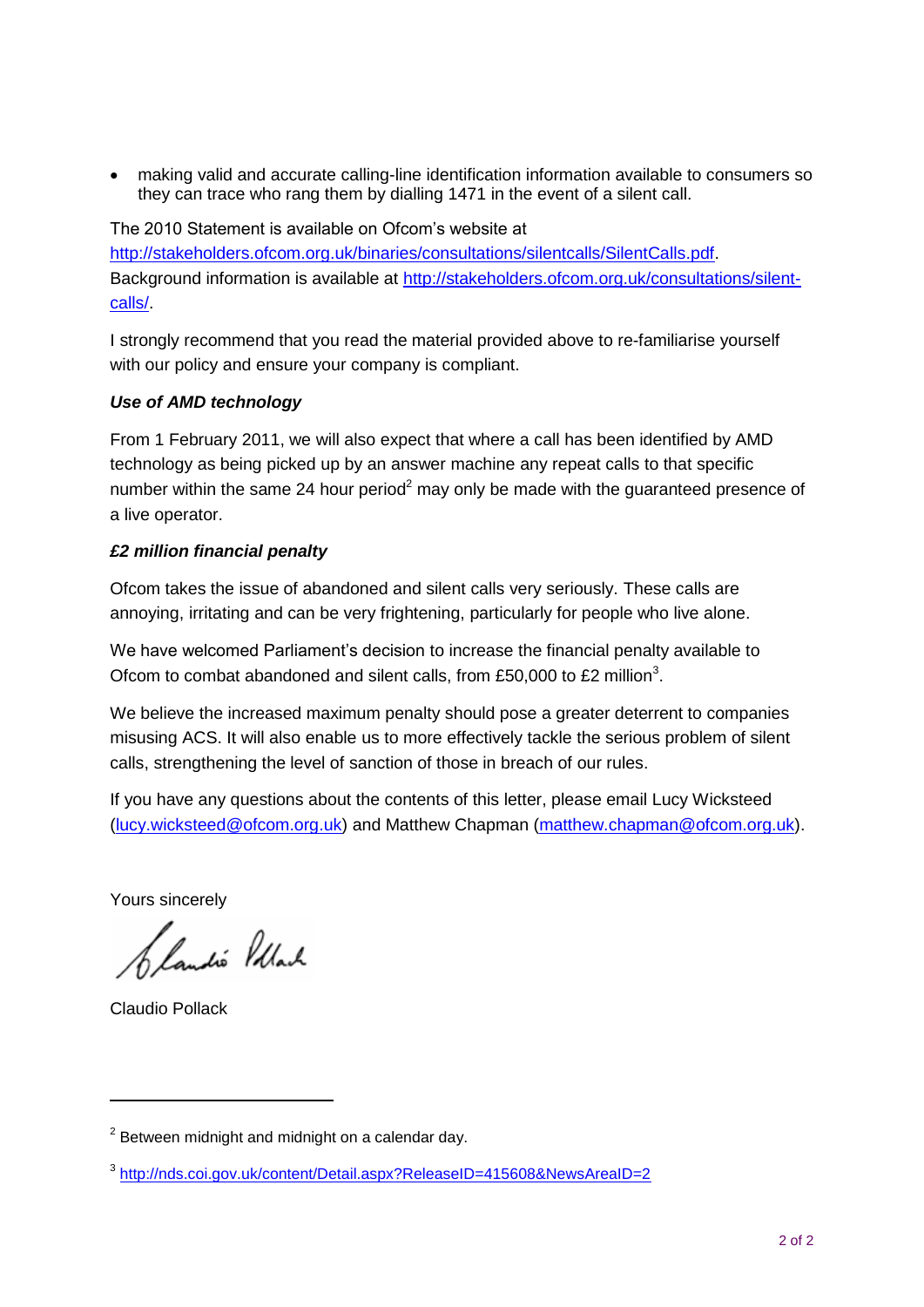- making valid and accurate calling-line identification information available to consumers so they can trace who rang them by dialling 1471 in the event of a silent call.

The 2010 Statement is available on Ofcom's website at http://stakeholders.ofcom.org.uk/binaries/consultations/silentcalls/SilentCalls.pdf. Background information is available at http://stakeholders.ofcom.org.uk/consultations/silent-calls/.

I strongly recommend that you read the material provided above to re-familiarise yourself with our policy and ensure your company is compliant.

***Use of AMD technology***

From 1 February 2011, we will also expect that where a call has been identified by AMD technology as being picked up by an answer machine any repeat calls to that specific number within the same 24 hour period[2] may only be made with the guaranteed presence of a live operator.

***£2 million financial penalty***

Ofcom takes the issue of abandoned and silent calls very seriously. These calls are annoying, irritating and can be very frightening, particularly for people who live alone.

We have welcomed Parliament's decision to increase the financial penalty available to Ofcom to combat abandoned and silent calls, from £50,000 to £2 million[3].

We believe the increased maximum penalty should pose a greater deterrent to companies misusing ACS. It will also enable us to more effectively tackle the serious problem of silent calls, strengthening the level of sanction of those in breach of our rules.

If you have any questions about the contents of this letter, please email Lucy Wicksteed (lucy.wicksteed@ofcom.org.uk) and Matthew Chapman (matthew.chapman@ofcom.org.uk).

Yours sincerely

Claudio Pollack

---

[2] Between midnight and midnight on a calendar day.

[3] http://nds.coi.gov.uk/content/Detail.aspx?ReleaseID=415608&NewsAreaID=2